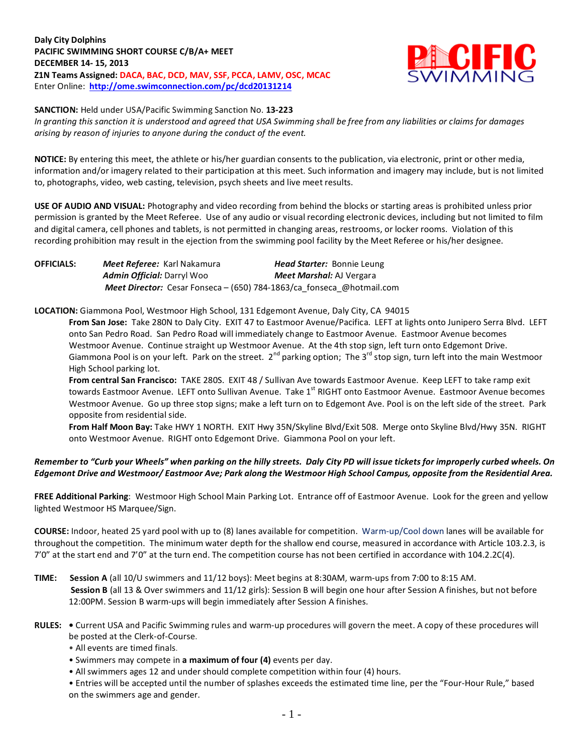**Daly City Dolphins**
**PACIFIC SWIMMING SHORT COURSE C/B/A+ MEET**
**DECEMBER 14- 15, 2013**
**Z1N Teams Assigned: DACA, BAC, DCD, MAV, SSF, PCCA, LAMV, OSC, MCAC**
Enter Online: **http://ome.swimconnection.com/pc/dcd20131214**

**SANCTION:** Held under USA/Pacific Swimming Sanction No. **13-223**
*In granting this sanction it is understood and agreed that USA Swimming shall be free from any liabilities or claims for damages arising by reason of injuries to anyone during the conduct of the event.*

**NOTICE:** By entering this meet, the athlete or his/her guardian consents to the publication, via electronic, print or other media, information and/or imagery related to their participation at this meet. Such information and imagery may include, but is not limited to, photographs, video, web casting, television, psych sheets and live meet results.

**USE OF AUDIO AND VISUAL:** Photography and video recording from behind the blocks or starting areas is prohibited unless prior permission is granted by the Meet Referee. Use of any audio or visual recording electronic devices, including but not limited to film and digital camera, cell phones and tablets, is not permitted in changing areas, restrooms, or locker rooms. Violation of this recording prohibition may result in the ejection from the swimming pool facility by the Meet Referee or his/her designee.

**OFFICIALS:** *Meet Referee:* Karl Nakamura — *Head Starter:* Bonnie Leung
*Admin Official:* Darryl Woo — *Meet Marshal:* AJ Vergara
*Meet Director:* Cesar Fonseca – (650) 784-1863/ca_fonseca_@hotmail.com

**LOCATION:** Giammona Pool, Westmoor High School, 131 Edgemont Avenue, Daly City, CA 94015

**From San Jose:** Take 280N to Daly City. EXIT 47 to Eastmoor Avenue/Pacifica. LEFT at lights onto Junipero Serra Blvd. LEFT onto San Pedro Road. San Pedro Road will immediately change to Eastmoor Avenue. Eastmoor Avenue becomes Westmoor Avenue. Continue straight up Westmoor Avenue. At the 4th stop sign, left turn onto Edgemont Drive. Giammona Pool is on your left. Park on the street. 2nd parking option; The 3rd stop sign, turn left into the main Westmoor High School parking lot.

**From central San Francisco:** TAKE 280S. EXIT 48 / Sullivan Ave towards Eastmoor Avenue. Keep LEFT to take ramp exit towards Eastmoor Avenue. LEFT onto Sullivan Avenue. Take 1st RIGHT onto Eastmoor Avenue. Eastmoor Avenue becomes Westmoor Avenue. Go up three stop signs; make a left turn on to Edgemont Ave. Pool is on the left side of the street. Park opposite from residential side.

**From Half Moon Bay:** Take HWY 1 NORTH. EXIT Hwy 35N/Skyline Blvd/Exit 508. Merge onto Skyline Blvd/Hwy 35N. RIGHT onto Westmoor Avenue. RIGHT onto Edgemont Drive. Giammona Pool on your left.

***Remember to "Curb your Wheels" when parking on the hilly streets. Daly City PD will issue tickets for improperly curbed wheels. On Edgemont Drive and Westmoor/ Eastmoor Ave; Park along the Westmoor High School Campus, opposite from the Residential Area.***

**FREE Additional Parking**: Westmoor High School Main Parking Lot. Entrance off of Eastmoor Avenue. Look for the green and yellow lighted Westmoor HS Marquee/Sign.

**COURSE:** Indoor, heated 25 yard pool with up to (8) lanes available for competition. Warm-up/Cool down lanes will be available for throughout the competition. The minimum water depth for the shallow end course, measured in accordance with Article 103.2.3, is 7'0" at the start end and 7'0" at the turn end. The competition course has not been certified in accordance with 104.2.2C(4).

**TIME:** **Session A** (all 10/U swimmers and 11/12 boys): Meet begins at 8:30AM, warm-ups from 7:00 to 8:15 AM.
**Session B** (all 13 & Over swimmers and 11/12 girls): Session B will begin one hour after Session A finishes, but not before 12:00PM. Session B warm-ups will begin immediately after Session A finishes.

**RULES:**
- Current USA and Pacific Swimming rules and warm-up procedures will govern the meet. A copy of these procedures will be posted at the Clerk-of-Course.
- All events are timed finals.
- Swimmers may compete in **a maximum of four (4)** events per day.
- All swimmers ages 12 and under should complete competition within four (4) hours.
- Entries will be accepted until the number of splashes exceeds the estimated time line, per the "Four-Hour Rule," based on the swimmers age and gender.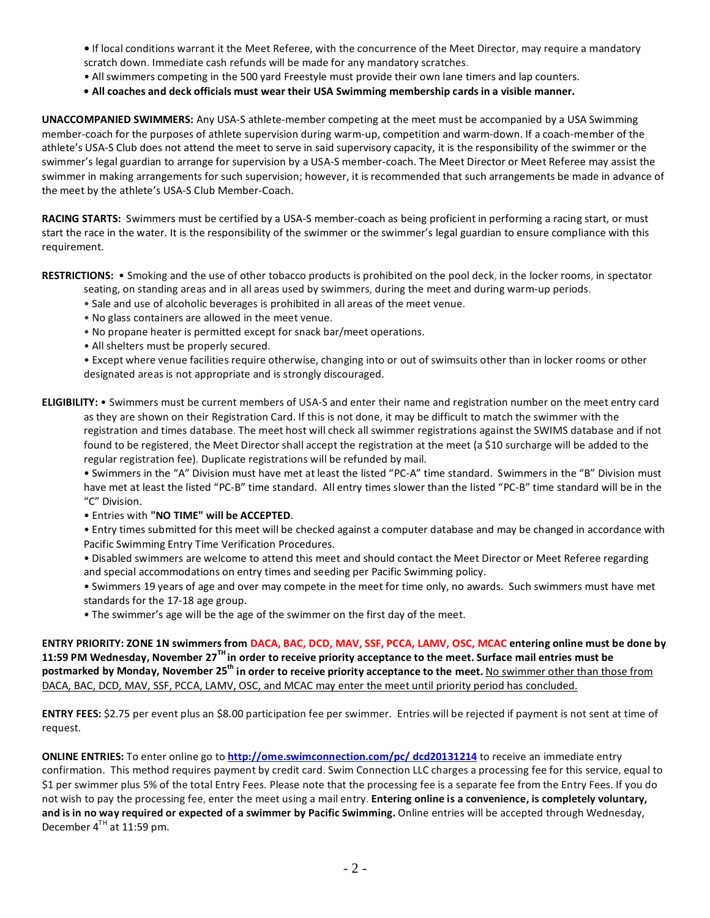- If local conditions warrant it the Meet Referee, with the concurrence of the Meet Director, may require a mandatory scratch down. Immediate cash refunds will be made for any mandatory scratches.
- All swimmers competing in the 500 yard Freestyle must provide their own lane timers and lap counters.
- **All coaches and deck officials must wear their USA Swimming membership cards in a visible manner.**

**UNACCOMPANIED SWIMMERS:** Any USA-S athlete-member competing at the meet must be accompanied by a USA Swimming member-coach for the purposes of athlete supervision during warm-up, competition and warm-down. If a coach-member of the athlete's USA-S Club does not attend the meet to serve in said supervisory capacity, it is the responsibility of the swimmer or the swimmer's legal guardian to arrange for supervision by a USA-S member-coach. The Meet Director or Meet Referee may assist the swimmer in making arrangements for such supervision; however, it is recommended that such arrangements be made in advance of the meet by the athlete's USA-S Club Member-Coach.

**RACING STARTS:** Swimmers must be certified by a USA-S member-coach as being proficient in performing a racing start, or must start the race in the water. It is the responsibility of the swimmer or the swimmer's legal guardian to ensure compliance with this requirement.

**RESTRICTIONS:**
- Smoking and the use of other tobacco products is prohibited on the pool deck, in the locker rooms, in spectator seating, on standing areas and in all areas used by swimmers, during the meet and during warm-up periods.
- Sale and use of alcoholic beverages is prohibited in all areas of the meet venue.
- No glass containers are allowed in the meet venue.
- No propane heater is permitted except for snack bar/meet operations.
- All shelters must be properly secured.
- Except where venue facilities require otherwise, changing into or out of swimsuits other than in locker rooms or other designated areas is not appropriate and is strongly discouraged.

**ELIGIBILITY:**
- Swimmers must be current members of USA-S and enter their name and registration number on the meet entry card as they are shown on their Registration Card. If this is not done, it may be difficult to match the swimmer with the registration and times database. The meet host will check all swimmer registrations against the SWIMS database and if not found to be registered, the Meet Director shall accept the registration at the meet (a $10 surcharge will be added to the regular registration fee). Duplicate registrations will be refunded by mail.
- Swimmers in the "A" Division must have met at least the listed "PC-A" time standard. Swimmers in the "B" Division must have met at least the listed "PC-B" time standard. All entry times slower than the listed "PC-B" time standard will be in the "C" Division.
- Entries with **"NO TIME" will be ACCEPTED**.
- Entry times submitted for this meet will be checked against a computer database and may be changed in accordance with Pacific Swimming Entry Time Verification Procedures.
- Disabled swimmers are welcome to attend this meet and should contact the Meet Director or Meet Referee regarding and special accommodations on entry times and seeding per Pacific Swimming policy.
- Swimmers 19 years of age and over may compete in the meet for time only, no awards. Such swimmers must have met standards for the 17-18 age group.
- The swimmer's age will be the age of the swimmer on the first day of the meet.

**ENTRY PRIORITY: ZONE 1N swimmers from DACA, BAC, DCD, MAV, SSF, PCCA, LAMV, OSC, MCAC entering online must be done by 11:59 PM Wednesday, November 27TH in order to receive priority acceptance to the meet. Surface mail entries must be postmarked by Monday, November 25th in order to receive priority acceptance to the meet.** No swimmer other than those from DACA, BAC, DCD, MAV, SSF, PCCA, LAMV, OSC, and MCAC may enter the meet until priority period has concluded.

**ENTRY FEES:** $2.75 per event plus an $8.00 participation fee per swimmer. Entries will be rejected if payment is not sent at time of request.

**ONLINE ENTRIES:** To enter online go to **http://ome.swimconnection.com/pc/ dcd20131214** to receive an immediate entry confirmation. This method requires payment by credit card. Swim Connection LLC charges a processing fee for this service, equal to $1 per swimmer plus 5% of the total Entry Fees. Please note that the processing fee is a separate fee from the Entry Fees. If you do not wish to pay the processing fee, enter the meet using a mail entry. **Entering online is a convenience, is completely voluntary, and is in no way required or expected of a swimmer by Pacific Swimming.** Online entries will be accepted through Wednesday, December 4TH at 11:59 pm.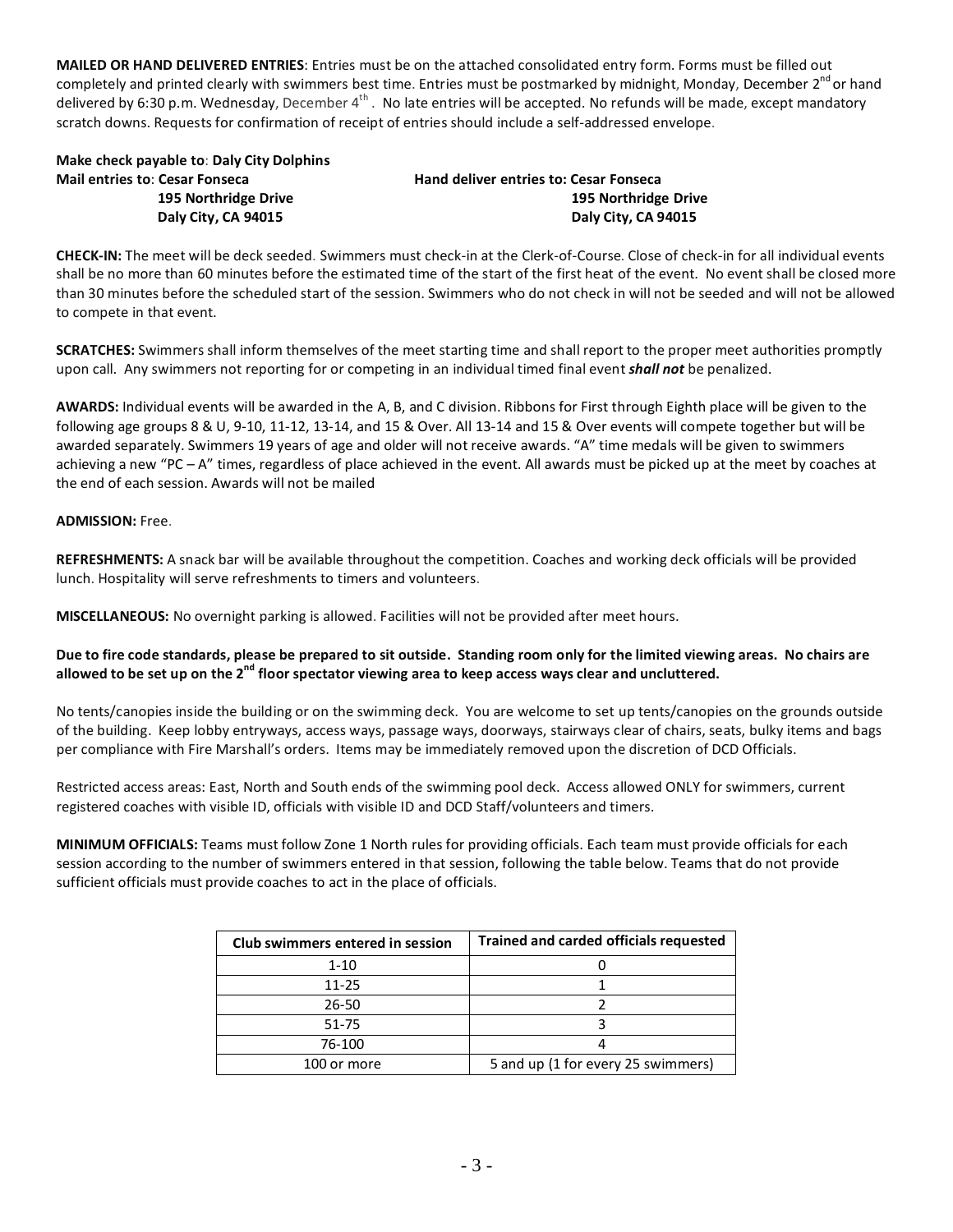**MAILED OR HAND DELIVERED ENTRIES**: Entries must be on the attached consolidated entry form. Forms must be filled out completely and printed clearly with swimmers best time. Entries must be postmarked by midnight, Monday, December 2nd or hand delivered by 6:30 p.m. Wednesday, December 4th. No late entries will be accepted. No refunds will be made, except mandatory scratch downs. Requests for confirmation of receipt of entries should include a self-addressed envelope.

**Make check payable to**: **Daly City Dolphins**

**Mail entries to**: **Cesar Fonseca**
**195 Northridge Drive**
**Daly City, CA 94015**

**Hand deliver entries to: Cesar Fonseca**
**195 Northridge Drive**
**Daly City, CA 94015**

**CHECK-IN:** The meet will be deck seeded. Swimmers must check-in at the Clerk-of-Course. Close of check-in for all individual events shall be no more than 60 minutes before the estimated time of the start of the first heat of the event. No event shall be closed more than 30 minutes before the scheduled start of the session. Swimmers who do not check in will not be seeded and will not be allowed to compete in that event.

**SCRATCHES:** Swimmers shall inform themselves of the meet starting time and shall report to the proper meet authorities promptly upon call. Any swimmers not reporting for or competing in an individual timed final event ***shall not*** be penalized.

**AWARDS:** Individual events will be awarded in the A, B, and C division. Ribbons for First through Eighth place will be given to the following age groups 8 & U, 9-10, 11-12, 13-14, and 15 & Over. All 13-14 and 15 & Over events will compete together but will be awarded separately. Swimmers 19 years of age and older will not receive awards. "A" time medals will be given to swimmers achieving a new "PC – A" times, regardless of place achieved in the event. All awards must be picked up at the meet by coaches at the end of each session. Awards will not be mailed

**ADMISSION:** Free.

**REFRESHMENTS:** A snack bar will be available throughout the competition. Coaches and working deck officials will be provided lunch. Hospitality will serve refreshments to timers and volunteers.

**MISCELLANEOUS:** No overnight parking is allowed. Facilities will not be provided after meet hours.

**Due to fire code standards, please be prepared to sit outside. Standing room only for the limited viewing areas. No chairs are allowed to be set up on the 2nd floor spectator viewing area to keep access ways clear and uncluttered.**

No tents/canopies inside the building or on the swimming deck. You are welcome to set up tents/canopies on the grounds outside of the building. Keep lobby entryways, access ways, passage ways, doorways, stairways clear of chairs, seats, bulky items and bags per compliance with Fire Marshall's orders. Items may be immediately removed upon the discretion of DCD Officials.

Restricted access areas: East, North and South ends of the swimming pool deck. Access allowed ONLY for swimmers, current registered coaches with visible ID, officials with visible ID and DCD Staff/volunteers and timers.

**MINIMUM OFFICIALS:** Teams must follow Zone 1 North rules for providing officials. Each team must provide officials for each session according to the number of swimmers entered in that session, following the table below. Teams that do not provide sufficient officials must provide coaches to act in the place of officials.

| Club swimmers entered in session | Trained and carded officials requested |
|---|---|
| 1-10 | 0 |
| 11-25 | 1 |
| 26-50 | 2 |
| 51-75 | 3 |
| 76-100 | 4 |
| 100 or more | 5 and up (1 for every 25 swimmers) |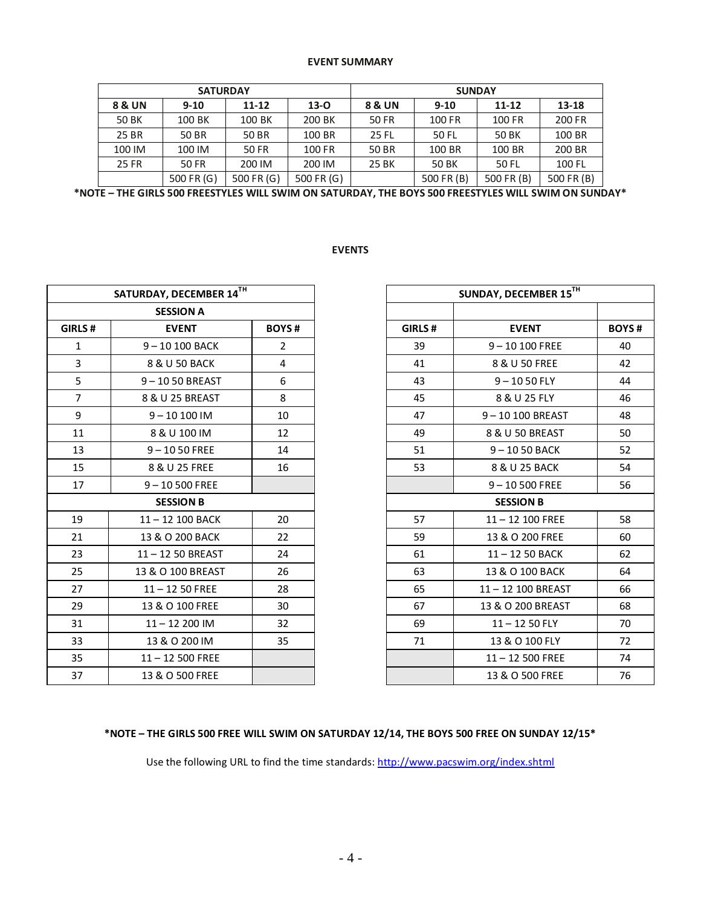**EVENT SUMMARY**

| SATURDAY | | | | SUNDAY | | | |
|---|---|---|---|---|---|---|---|
| 8 & UN | 9-10 | 11-12 | 13-O | 8 & UN | 9-10 | 11-12 | 13-18 |
| 50 BK | 100 BK | 100 BK | 200 BK | 50 FR | 100 FR | 100 FR | 200 FR |
| 25 BR | 50 BR | 50 BR | 100 BR | 25 FL | 50 FL | 50 BK | 100 BR |
| 100 IM | 100 IM | 50 FR | 100 FR | 50 BR | 100 BR | 100 BR | 200 BR |
| 25 FR | 50 FR | 200 IM | 200 IM | 25 BK | 50 BK | 50 FL | 100 FL |
| | 500 FR (G) | 500 FR (G) | 500 FR (G) | | 500 FR (B) | 500 FR (B) | 500 FR (B) |

**\*NOTE – THE GIRLS 500 FREESTYLES WILL SWIM ON SATURDAY, THE BOYS 500 FREESTYLES WILL SWIM ON SUNDAY\***

**EVENTS**

| SATURDAY, DECEMBER 14TH | | |
|---|---|---|
| SESSION A | | |
| GIRLS # | EVENT | BOYS # |
| 1 | 9 – 10 100 BACK | 2 |
| 3 | 8 & U 50 BACK | 4 |
| 5 | 9 – 10 50 BREAST | 6 |
| 7 | 8 & U 25 BREAST | 8 |
| 9 | 9 – 10 100 IM | 10 |
| 11 | 8 & U 100 IM | 12 |
| 13 | 9 – 10 50 FREE | 14 |
| 15 | 8 & U 25 FREE | 16 |
| 17 | 9 – 10 500 FREE | |
| SESSION B | | |
| 19 | 11 – 12 100 BACK | 20 |
| 21 | 13 & O 200 BACK | 22 |
| 23 | 11 – 12 50 BREAST | 24 |
| 25 | 13 & O 100 BREAST | 26 |
| 27 | 11 – 12 50 FREE | 28 |
| 29 | 13 & O 100 FREE | 30 |
| 31 | 11 – 12 200 IM | 32 |
| 33 | 13 & O 200 IM | 35 |
| 35 | 11 – 12 500 FREE | |
| 37 | 13 & O 500 FREE | |

| SUNDAY, DECEMBER 15TH | | |
|---|---|---|
| | | |
| GIRLS # | EVENT | BOYS # |
| 39 | 9 – 10 100 FREE | 40 |
| 41 | 8 & U 50 FREE | 42 |
| 43 | 9 – 10 50 FLY | 44 |
| 45 | 8 & U 25 FLY | 46 |
| 47 | 9 – 10 100 BREAST | 48 |
| 49 | 8 & U 50 BREAST | 50 |
| 51 | 9 – 10 50 BACK | 52 |
| 53 | 8 & U 25 BACK | 54 |
| | 9 – 10 500 FREE | 56 |
| SESSION B | | |
| 57 | 11 – 12 100 FREE | 58 |
| 59 | 13 & O 200 FREE | 60 |
| 61 | 11 – 12 50 BACK | 62 |
| 63 | 13 & O 100 BACK | 64 |
| 65 | 11 – 12 100 BREAST | 66 |
| 67 | 13 & O 200 BREAST | 68 |
| 69 | 11 – 12 50 FLY | 70 |
| 71 | 13 & O 100 FLY | 72 |
| | 11 – 12 500 FREE | 74 |
| | 13 & O 500 FREE | 76 |

**\*NOTE – THE GIRLS 500 FREE WILL SWIM ON SATURDAY 12/14, THE BOYS 500 FREE ON SUNDAY 12/15\***

Use the following URL to find the time standards: http://www.pacswim.org/index.shtml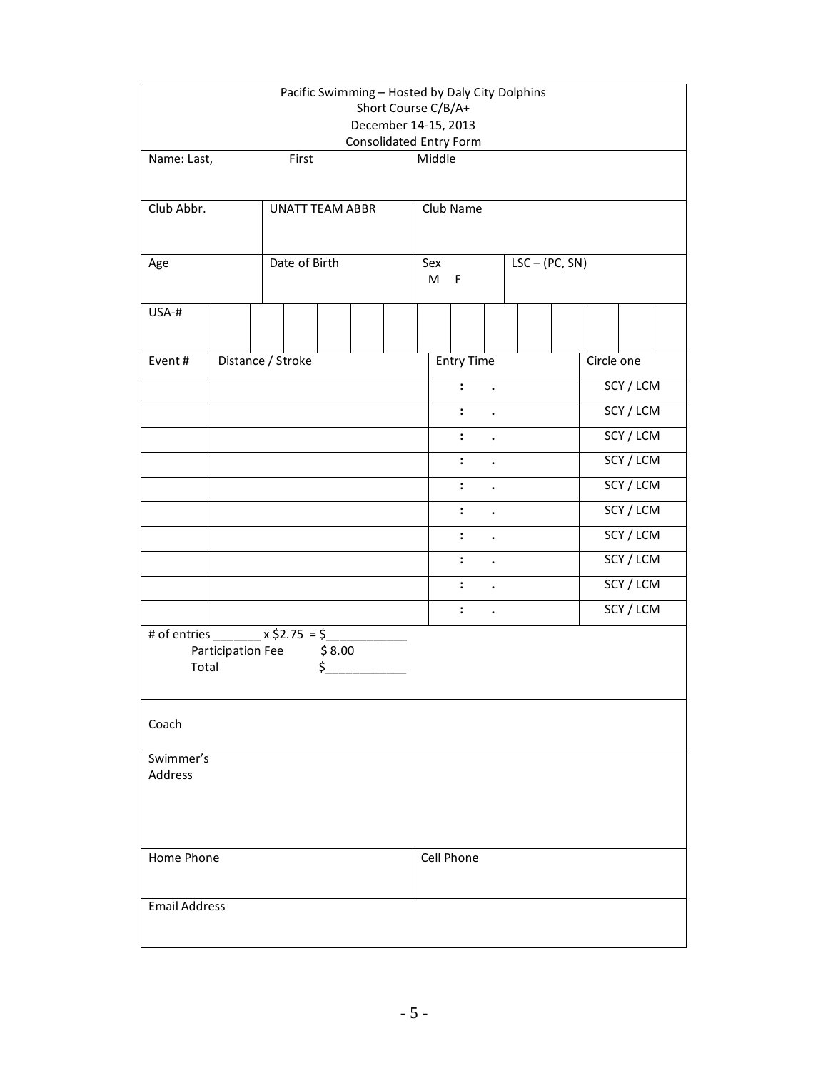Pacific Swimming – Hosted by Daly City Dolphins
Short Course C/B/A+
December 14-15, 2013
Consolidated Entry Form

| | | | |
|---|---|---|---|
| Name: Last, First Middle | | | |
| Club Abbr. | UNATT TEAM ABBR | Club Name | |
| Age | Date of Birth | Sex M F | LSC – (PC, SN) |
| USA-# | | | |

| Event # | Distance / Stroke | Entry Time | Circle one |
|---|---|---|---|
| | | : . | SCY / LCM |
| | | : . | SCY / LCM |
| | | : . | SCY / LCM |
| | | : . | SCY / LCM |
| | | : . | SCY / LCM |
| | | : . | SCY / LCM |
| | | : . | SCY / LCM |
| | | : . | SCY / LCM |
| | | : . | SCY / LCM |
| | | : . | SCY / LCM |

# of entries _______ x $2.75 = $____________
Participation Fee $ 8.00
Total $____________

| | |
|---|---|
| Coach | |
| Swimmer's Address | |
| Home Phone | Cell Phone |
| Email Address | |